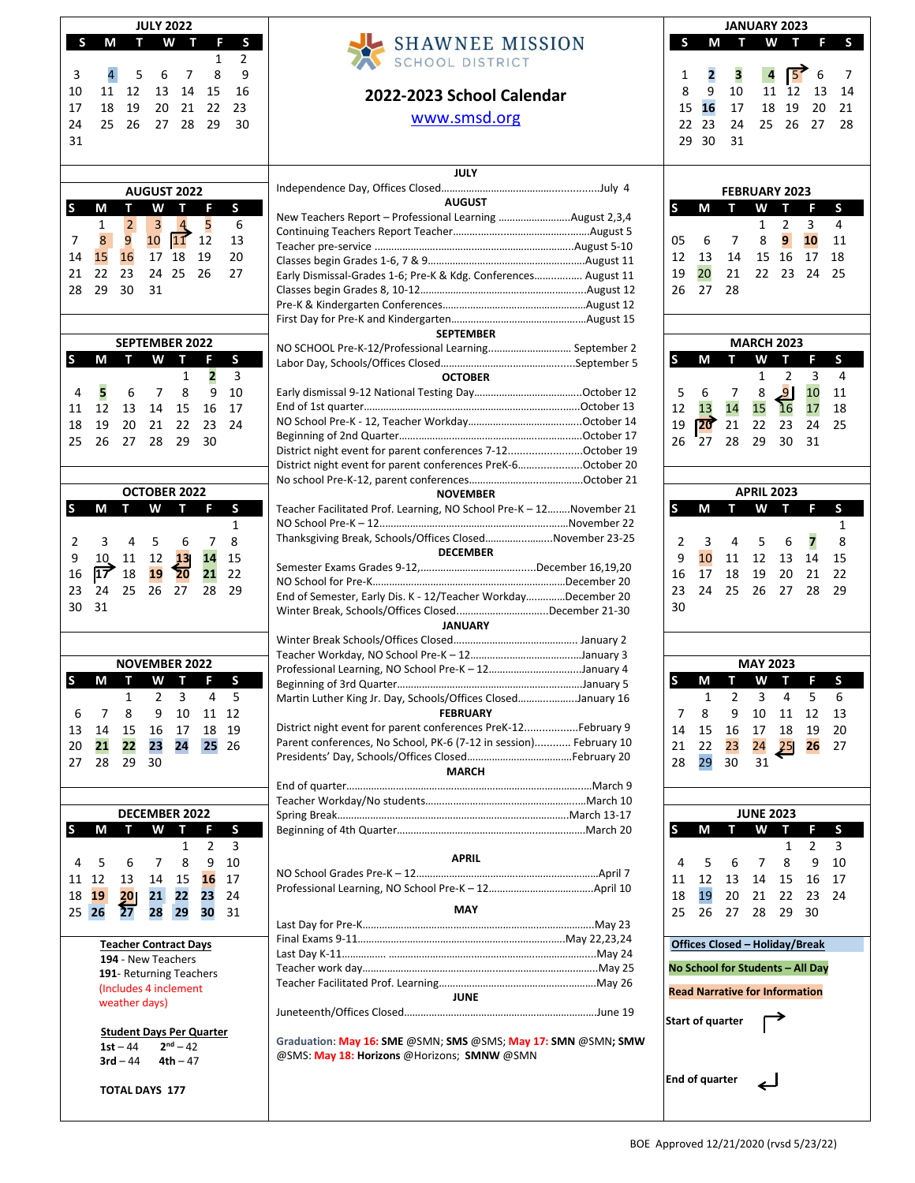# SHAWNEE MISSION SCHOOL DISTRICT

## 2022-2023 School Calendar

www.smsd.org

### JULY 2022

| S | M | T | W | T | F | S |
|---|---|---|---|---|---|---|
| | | | | | 1 | 2 |
| 3 | 4 | 5 | 6 | 7 | 8 | 9 |
| 10 | 11 | 12 | 13 | 14 | 15 | 16 |
| 17 | 18 | 19 | 20 | 21 | 22 | 23 |
| 24 | 25 | 26 | 27 | 28 | 29 | 30 |
| 31 | | | | | | |

### AUGUST 2022

| S | M | T | W | T | F | S |
|---|---|---|---|---|---|---|
| | 1 | 2 | 3 | 4 | 5 | 6 |
| 7 | 8 | 9 | 10 | 11 | 12 | 13 |
| 14 | 15 | 16 | 17 | 18 | 19 | 20 |
| 21 | 22 | 23 | 24 | 25 | 26 | 27 |
| 28 | 29 | 30 | 31 | | | |

### SEPTEMBER 2022

| S | M | T | W | T | F | S |
|---|---|---|---|---|---|---|
| | | | | 1 | 2 | 3 |
| 4 | 5 | 6 | 7 | 8 | 9 | 10 |
| 11 | 12 | 13 | 14 | 15 | 16 | 17 |
| 18 | 19 | 20 | 21 | 22 | 23 | 24 |
| 25 | 26 | 27 | 28 | 29 | 30 | |

### OCTOBER 2022

| S | M | T | W | T | F | S |
|---|---|---|---|---|---|---|
| | | | | | | 1 |
| 2 | 3 | 4 | 5 | 6 | 7 | 8 |
| 9 | 10 | 11 | 12 | 13 | 14 | 15 |
| 16 | 17 | 18 | 19 | 20 | 21 | 22 |
| 23 | 24 | 25 | 26 | 27 | 28 | 29 |
| 30 | 31 | | | | | |

### NOVEMBER 2022

| S | M | T | W | T | F | S |
|---|---|---|---|---|---|---|
| | | 1 | 2 | 3 | 4 | 5 |
| 6 | 7 | 8 | 9 | 10 | 11 | 12 |
| 13 | 14 | 15 | 16 | 17 | 18 | 19 |
| 20 | 21 | 22 | 23 | 24 | 25 | 26 |
| 27 | 28 | 29 | 30 | | | |

### DECEMBER 2022

| S | M | T | W | T | F | S |
|---|---|---|---|---|---|---|
| | | | | 1 | 2 | 3 |
| 4 | 5 | 6 | 7 | 8 | 9 | 10 |
| 11 | 12 | 13 | 14 | 15 | 16 | 17 |
| 18 | 19 | 20 | 21 | 22 | 23 | 24 |
| 25 | 26 | 27 | 28 | 29 | 30 | 31 |

### JANUARY 2023

| S | M | T | W | T | F | S |
|---|---|---|---|---|---|---|
| 1 | 2 | 3 | 4 | 5 | 6 | 7 |
| 8 | 9 | 10 | 11 | 12 | 13 | 14 |
| 15 | 16 | 17 | 18 | 19 | 20 | 21 |
| 22 | 23 | 24 | 25 | 26 | 27 | 28 |
| 29 | 30 | 31 | | | | |

### FEBRUARY 2023

| S | M | T | W | T | F | S |
|---|---|---|---|---|---|---|
| | | | 1 | 2 | 3 | 4 |
| 05 | 6 | 7 | 8 | 9 | 10 | 11 |
| 12 | 13 | 14 | 15 | 16 | 17 | 18 |
| 19 | 20 | 21 | 22 | 23 | 24 | 25 |
| 26 | 27 | 28 | | | | |

### MARCH 2023

| S | M | T | W | T | F | S |
|---|---|---|---|---|---|---|
| | | | 1 | 2 | 3 | 4 |
| 5 | 6 | 7 | 8 | 9 | 10 | 11 |
| 12 | 13 | 14 | 15 | 16 | 17 | 18 |
| 19 | 20 | 21 | 22 | 23 | 24 | 25 |
| 26 | 27 | 28 | 29 | 30 | 31 | |

### APRIL 2023

| S | M | T | W | T | F | S |
|---|---|---|---|---|---|---|
| | | | | | | 1 |
| 2 | 3 | 4 | 5 | 6 | 7 | 8 |
| 9 | 10 | 11 | 12 | 13 | 14 | 15 |
| 16 | 17 | 18 | 19 | 20 | 21 | 22 |
| 23 | 24 | 25 | 26 | 27 | 28 | 29 |
| 30 | | | | | | |

### MAY 2023

| S | M | T | W | T | F | S |
|---|---|---|---|---|---|---|
| | 1 | 2 | 3 | 4 | 5 | 6 |
| 7 | 8 | 9 | 10 | 11 | 12 | 13 |
| 14 | 15 | 16 | 17 | 18 | 19 | 20 |
| 21 | 22 | 23 | 24 | 25 | 26 | 27 |
| 28 | 29 | 30 | 31 | | | |

### JUNE 2023

| S | M | T | W | T | F | S |
|---|---|---|---|---|---|---|
| | | | | 1 | 2 | 3 |
| 4 | 5 | 6 | 7 | 8 | 9 | 10 |
| 11 | 12 | 13 | 14 | 15 | 16 | 17 |
| 18 | 19 | 20 | 21 | 22 | 23 | 24 |
| 25 | 26 | 27 | 28 | 29 | 30 | |

**JULY**

Independence Day, Offices Closed........July 4

**AUGUST**

New Teachers Report – Professional Learning........August 2,3,4
Continuing Teachers Report Teacher........August 5
Teacher pre-service........August 5-10
Classes begin Grades 1-6, 7 & 9........August 11
Early Dismissal-Grades 1-6; Pre-K & Kdg. Conferences........August 11
Classes begin Grades 8, 10-12........August 12
Pre-K & Kindergarten Conferences........August 12
First Day for Pre-K and Kindergarten........August 15

**SEPTEMBER**

NO SCHOOL Pre-K-12/Professional Learning........September 2
Labor Day, Schools/Offices Closed........September 5

**OCTOBER**

Early dismissal 9-12 National Testing Day........October 12
End of 1st quarter........October 13
NO School Pre-K - 12, Teacher Workday........October 14
Beginning of 2nd Quarter........October 17
District night event for parent conferences 7-12........October 19
District night event for parent conferences PreK-6........October 20
No school Pre-K-12, parent conferences........October 21

**NOVEMBER**

Teacher Facilitated Prof. Learning, NO School Pre-K – 12........November 21
NO School Pre-K – 12........November 22
Thanksgiving Break, Schools/Offices Closed........November 23-25

**DECEMBER**

Semester Exams Grades 9-12,........December 16,19,20
NO School for Pre-K........December 20
End of Semester, Early Dis. K - 12/Teacher Workday........December 20
Winter Break, Schools/Offices Closed........December 21-30

**JANUARY**

Winter Break Schools/Offices Closed........January 2
Teacher Workday, NO School Pre-K – 12........January 3
Professional Learning, NO School Pre-K – 12........January 4
Beginning of 3rd Quarter........January 5
Martin Luther King Jr. Day, Schools/Offices Closed........January 16

**FEBRUARY**

District night event for parent conferences PreK-12........February 9
Parent conferences, No School, PK-6 (7-12 in session)........February 10
Presidents' Day, Schools/Offices Closed........February 20

**MARCH**

End of quarter........March 9
Teacher Workday/No students........March 10
Spring Break........March 13-17
Beginning of 4th Quarter........March 20

**APRIL**

NO School Grades Pre-K – 12........April 7
Professional Learning, NO School Pre-K – 12........April 10

**MAY**

Last Day for Pre-K........May 23
Final Exams 9-11........May 22,23,24
Last Day K-11........May 24
Teacher work day........May 25
Teacher Facilitated Prof. Learning........May 26

**JUNE**

Juneteenth/Offices Closed........June 19

Graduation: May 16: **SME** @SMN; **SMS** @SMS; May 17: **SMN** @SMN; **SMW** @SMS: May 18: **Horizons** @Horizons; **SMNW** @SMN

**Teacher Contract Days**

**194** - New Teachers
**191**- Returning Teachers
(Includes 4 inclement weather days)

**Student Days Per Quarter**

**1st** – 44 **2nd** – 42
**3rd** – 44 **4th** – 47

**TOTAL DAYS 177**

**Legend**

- Offices Closed – Holiday/Break
- No School for Students – All Day
- Read Narrative for Information
- Start of quarter
- End of quarter

BOE Approved 12/21/2020 (rvsd 5/23/22)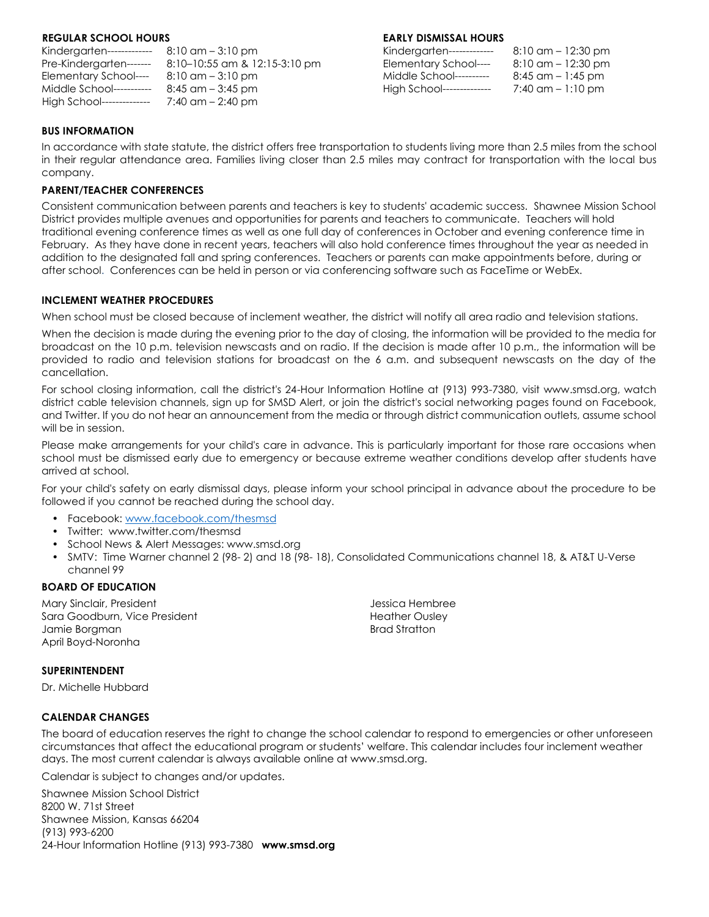**REGULAR SCHOOL HOURS**

| | |
|---|---|
| Kindergarten------------- | 8:10 am – 3:10 pm |
| Pre-Kindergarten------- | 8:10–10:55 am & 12:15-3:10 pm |
| Elementary School---- | 8:10 am – 3:10 pm |
| Middle School----------- | 8:45 am – 3:45 pm |
| High School-------------- | 7:40 am – 2:40 pm |

**EARLY DISMISSAL HOURS**

| | |
|---|---|
| Kindergarten------------- | 8:10 am – 12:30 pm |
| Elementary School---- | 8:10 am – 12:30 pm |
| Middle School---------- | 8:45 am – 1:45 pm |
| High School-------------- | 7:40 am – 1:10 pm |

**BUS INFORMATION**

In accordance with state statute, the district offers free transportation to students living more than 2.5 miles from the school in their regular attendance area. Families living closer than 2.5 miles may contract for transportation with the local bus company.

**PARENT/TEACHER CONFERENCES**

Consistent communication between parents and teachers is key to students' academic success. Shawnee Mission School District provides multiple avenues and opportunities for parents and teachers to communicate. Teachers will hold traditional evening conference times as well as one full day of conferences in October and evening conference time in February. As they have done in recent years, teachers will also hold conference times throughout the year as needed in addition to the designated fall and spring conferences. Teachers or parents can make appointments before, during or after school. Conferences can be held in person or via conferencing software such as FaceTime or WebEx.

**INCLEMENT WEATHER PROCEDURES**

When school must be closed because of inclement weather, the district will notify all area radio and television stations.

When the decision is made during the evening prior to the day of closing, the information will be provided to the media for broadcast on the 10 p.m. television newscasts and on radio. If the decision is made after 10 p.m., the information will be provided to radio and television stations for broadcast on the 6 a.m. and subsequent newscasts on the day of the cancellation.

For school closing information, call the district's 24-Hour Information Hotline at (913) 993-7380, visit www.smsd.org, watch district cable television channels, sign up for SMSD Alert, or join the district's social networking pages found on Facebook, and Twitter. If you do not hear an announcement from the media or through district communication outlets, assume school will be in session.

Please make arrangements for your child's care in advance. This is particularly important for those rare occasions when school must be dismissed early due to emergency or because extreme weather conditions develop after students have arrived at school.

For your child's safety on early dismissal days, please inform your school principal in advance about the procedure to be followed if you cannot be reached during the school day.

- Facebook: www.facebook.com/thesmsd
- Twitter: www.twitter.com/thesmsd
- School News & Alert Messages: www.smsd.org
- SMTV: Time Warner channel 2 (98- 2) and 18 (98- 18), Consolidated Communications channel 18, & AT&T U-Verse channel 99

**BOARD OF EDUCATION**

Mary Sinclair, President
Sara Goodburn, Vice President
Jamie Borgman
April Boyd-Noronha
Jessica Hembree
Heather Ousley
Brad Stratton

**SUPERINTENDENT**

Dr. Michelle Hubbard

**CALENDAR CHANGES**

The board of education reserves the right to change the school calendar to respond to emergencies or other unforeseen circumstances that affect the educational program or students' welfare. This calendar includes four inclement weather days. The most current calendar is always available online at www.smsd.org.

Calendar is subject to changes and/or updates.

Shawnee Mission School District
8200 W. 71st Street
Shawnee Mission, Kansas 66204
(913) 993-6200
24-Hour Information Hotline (913) 993-7380 **www.smsd.org**